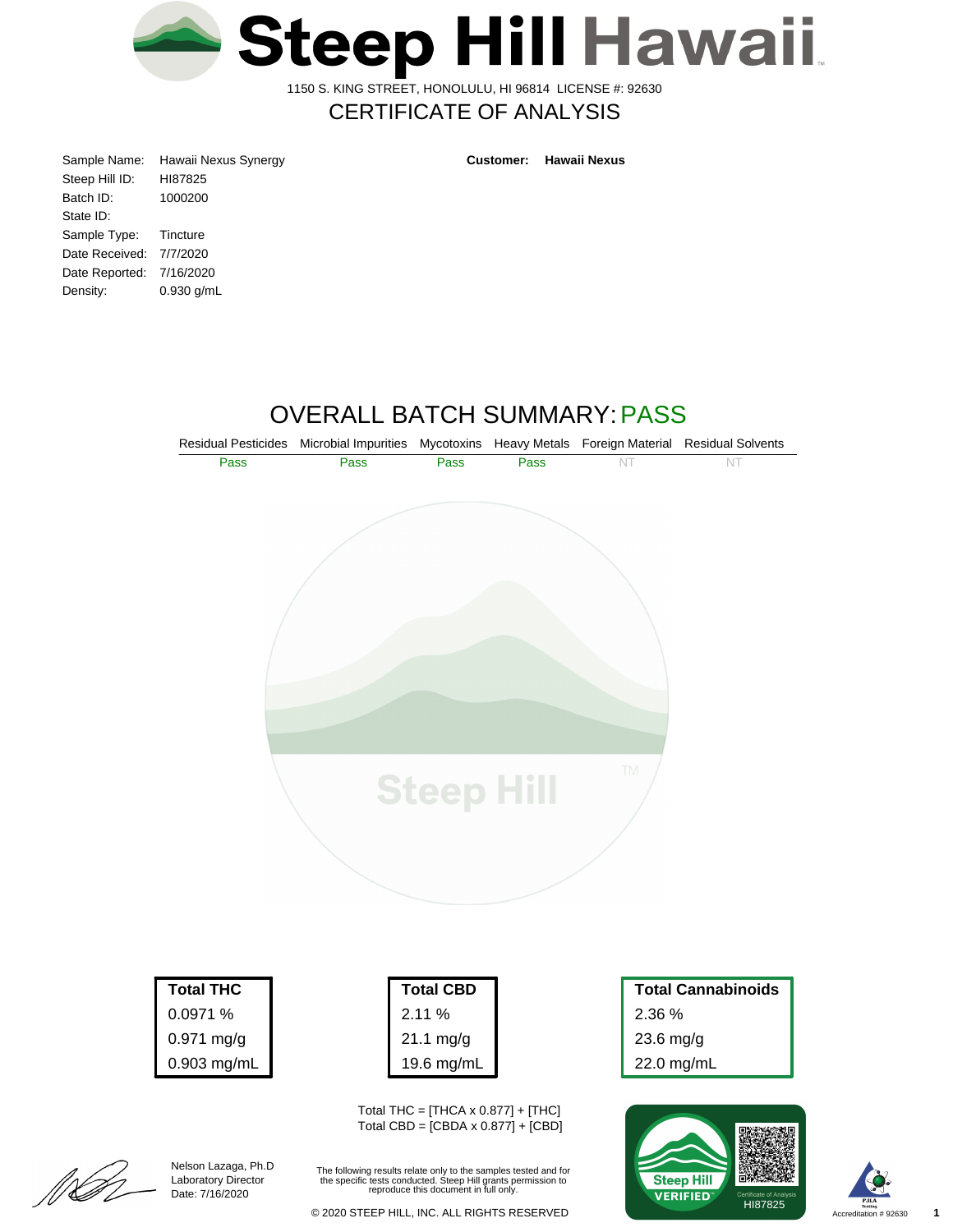# Steep Hill Hawaii

1150 S. KING STREET, HONOLULU, HI 96814 LICENSE #: 92630

## CERTIFICATE OF ANALYSIS

| | |
|---|---|
| Sample Name: | Hawaii Nexus Synergy |
| Steep Hill ID: | HI87825 |
| Batch ID: | 1000200 |
| State ID: | |
| Sample Type: | Tincture |
| Date Received: | 7/7/2020 |
| Date Reported: | 7/16/2020 |
| Density: | 0.930 g/mL |

**Customer:** **Hawaii Nexus**

## OVERALL BATCH SUMMARY: PASS

| Residual Pesticides | Microbial Impurities | Mycotoxins | Heavy Metals | Foreign Material | Residual Solvents |
|---|---|---|---|---|---|
| Pass | Pass | Pass | Pass | NT | NT |

| Total THC |
|---|
| 0.0971 % |
| 0.971 mg/g |
| 0.903 mg/mL |

| Total CBD |
|---|
| 2.11 % |
| 21.1 mg/g |
| 19.6 mg/mL |

| Total Cannabinoids |
|---|
| 2.36 % |
| 23.6 mg/g |
| 22.0 mg/mL |

Total THC = [THCA x 0.877] + [THC]
Total CBD = [CBDA x 0.877] + [CBD]

Nelson Lazaga, Ph.D
Laboratory Director
Date: 7/16/2020

The following results relate only to the samples tested and for the specific tests conducted. Steep Hill grants permission to reproduce this document in full only.

© 2020 STEEP HILL, INC. ALL RIGHTS RESERVED

Steep Hill VERIFIED — Certificate of Analysis HI87825

Accreditation # 92630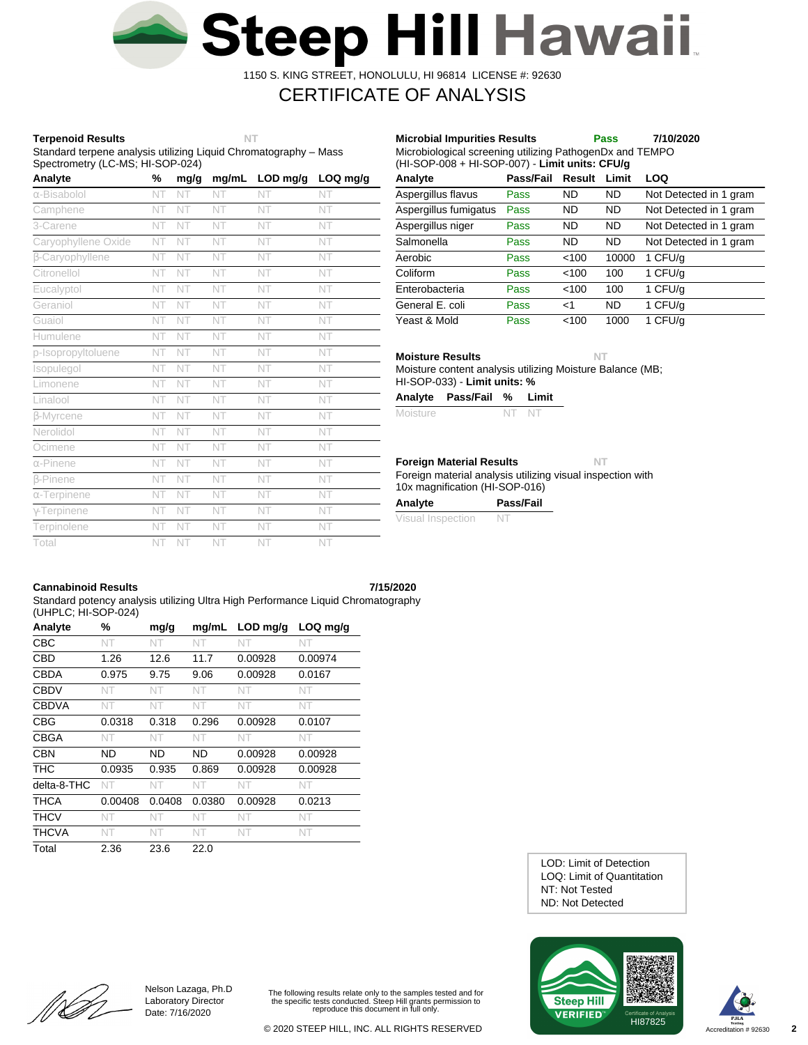# Steep Hill Hawaii

1150 S. KING STREET, HONOLULU, HI 96814 LICENSE #: 92630

## CERTIFICATE OF ANALYSIS

### Terpenoid Results — NT

Standard terpene analysis utilizing Liquid Chromatography – Mass Spectrometry (LC-MS; HI-SOP-024)

| Analyte | % | mg/g | mg/mL | LOD mg/g | LOQ mg/g |
|---|---|---|---|---|---|
| α-Bisabolol | NT | NT | NT | NT | NT |
| Camphene | NT | NT | NT | NT | NT |
| 3-Carene | NT | NT | NT | NT | NT |
| Caryophyllene Oxide | NT | NT | NT | NT | NT |
| β-Caryophyllene | NT | NT | NT | NT | NT |
| Citronellol | NT | NT | NT | NT | NT |
| Eucalyptol | NT | NT | NT | NT | NT |
| Geraniol | NT | NT | NT | NT | NT |
| Guaiol | NT | NT | NT | NT | NT |
| Humulene | NT | NT | NT | NT | NT |
| p-Isopropyltoluene | NT | NT | NT | NT | NT |
| Isopulegol | NT | NT | NT | NT | NT |
| Limonene | NT | NT | NT | NT | NT |
| Linalool | NT | NT | NT | NT | NT |
| β-Myrcene | NT | NT | NT | NT | NT |
| Nerolidol | NT | NT | NT | NT | NT |
| Ocimene | NT | NT | NT | NT | NT |
| α-Pinene | NT | NT | NT | NT | NT |
| β-Pinene | NT | NT | NT | NT | NT |
| α-Terpinene | NT | NT | NT | NT | NT |
| γ-Terpinene | NT | NT | NT | NT | NT |
| Terpinolene | NT | NT | NT | NT | NT |
| Total | NT | NT | NT | NT | NT |

### Microbial Impurities Results — Pass — 7/10/2020

Microbiological screening utilizing PathogenDx and TEMPO (HI-SOP-008 + HI-SOP-007) - **Limit units: CFU/g**

| Analyte | Pass/Fail | Result | Limit | LOQ |
|---|---|---|---|---|
| Aspergillus flavus | Pass | ND | ND | Not Detected in 1 gram |
| Aspergillus fumigatus | Pass | ND | ND | Not Detected in 1 gram |
| Aspergillus niger | Pass | ND | ND | Not Detected in 1 gram |
| Salmonella | Pass | ND | ND | Not Detected in 1 gram |
| Aerobic | Pass | <100 | 10000 | 1 CFU/g |
| Coliform | Pass | <100 | 100 | 1 CFU/g |
| Enterobacteria | Pass | <100 | 100 | 1 CFU/g |
| General E. coli | Pass | <1 | ND | 1 CFU/g |
| Yeast & Mold | Pass | <100 | 1000 | 1 CFU/g |

### Moisture Results — NT

Moisture content analysis utilizing Moisture Balance (MB; HI-SOP-033) - **Limit units: %**

| Analyte | Pass/Fail | % | Limit |
|---|---|---|---|
| Moisture | | NT | NT |

### Foreign Material Results — NT

Foreign material analysis utilizing visual inspection with 10x magnification (HI-SOP-016)

| Analyte | Pass/Fail |
|---|---|
| Visual Inspection | NT |

### Cannabinoid Results — 7/15/2020

Standard potency analysis utilizing Ultra High Performance Liquid Chromatography (UHPLC; HI-SOP-024)

| Analyte | % | mg/g | mg/mL | LOD mg/g | LOQ mg/g |
|---|---|---|---|---|---|
| CBC | NT | NT | NT | NT | NT |
| CBD | 1.26 | 12.6 | 11.7 | 0.00928 | 0.00974 |
| CBDA | 0.975 | 9.75 | 9.06 | 0.00928 | 0.0167 |
| CBDV | NT | NT | NT | NT | NT |
| CBDVA | NT | NT | NT | NT | NT |
| CBG | 0.0318 | 0.318 | 0.296 | 0.00928 | 0.0107 |
| CBGA | NT | NT | NT | NT | NT |
| CBN | ND | ND | ND | 0.00928 | 0.00928 |
| THC | 0.0935 | 0.935 | 0.869 | 0.00928 | 0.00928 |
| delta-8-THC | NT | NT | NT | NT | NT |
| THCA | 0.00408 | 0.0408 | 0.0380 | 0.00928 | 0.0213 |
| THCV | NT | NT | NT | NT | NT |
| THCVA | NT | NT | NT | NT | NT |
| Total | 2.36 | 23.6 | 22.0 | | |

LOD: Limit of Detection
LOQ: Limit of Quantitation
NT: Not Tested
ND: Not Detected

Nelson Lazaga, Ph.D
Laboratory Director
Date: 7/16/2020

The following results relate only to the samples tested and for the specific tests conducted. Steep Hill grants permission to reproduce this document in full only.

© 2020 STEEP HILL, INC. ALL RIGHTS RESERVED

Steep Hill VERIFIED — Certificate of Analysis HI87825

PJLA Testing Accreditation # 92630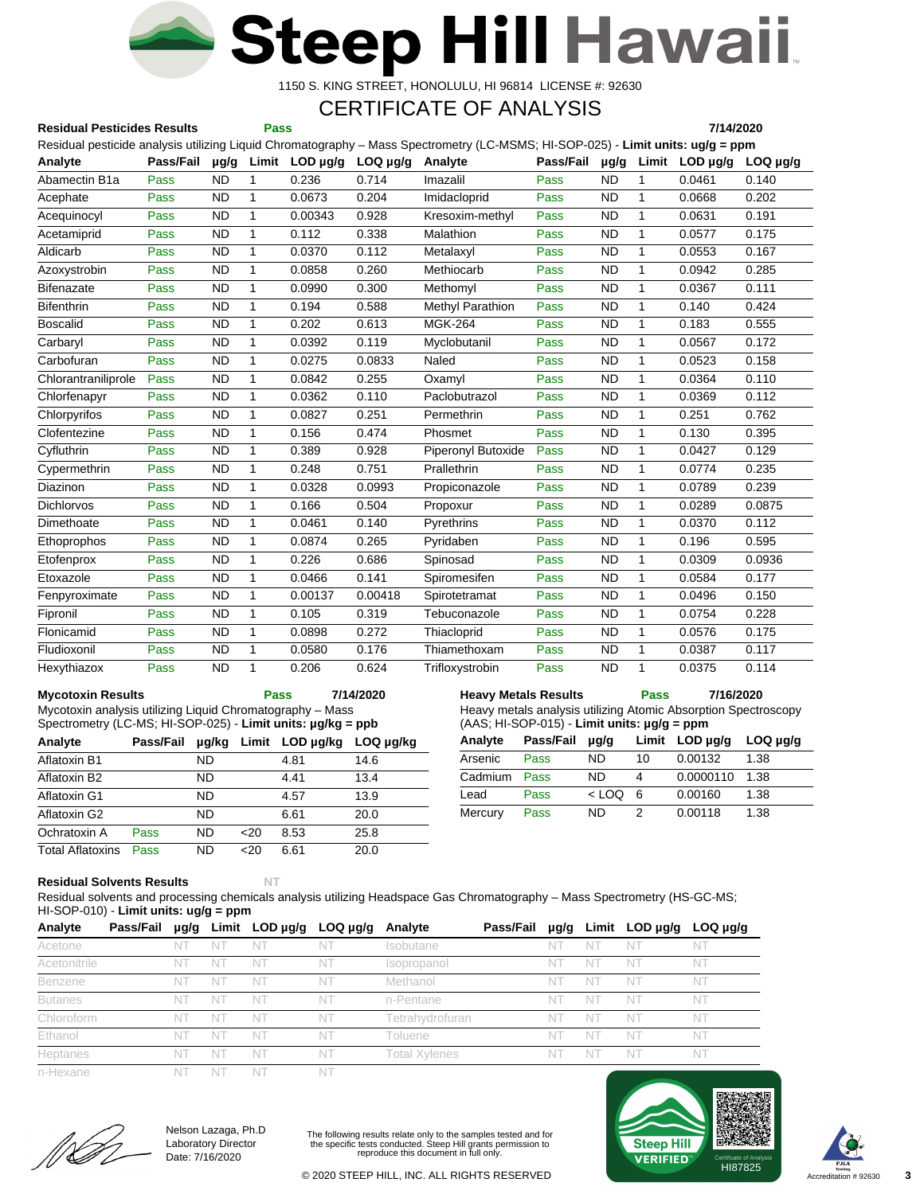# Steep Hill Hawaii

1150 S. KING STREET, HONOLULU, HI 96814 LICENSE #: 92630

## CERTIFICATE OF ANALYSIS

**Residual Pesticides Results** Pass 7/14/2020

Residual pesticide analysis utilizing Liquid Chromatography – Mass Spectrometry (LC-MSMS; HI-SOP-025) - **Limit units: ug/g = ppm**

| Analyte | Pass/Fail | µg/g | Limit | LOD µg/g | LOQ µg/g | Analyte | Pass/Fail | µg/g | Limit | LOD µg/g | LOQ µg/g |
|---|---|---|---|---|---|---|---|---|---|---|---|
| Abamectin B1a | Pass | ND | 1 | 0.236 | 0.714 | Imazalil | Pass | ND | 1 | 0.0461 | 0.140 |
| Acephate | Pass | ND | 1 | 0.0673 | 0.204 | Imidacloprid | Pass | ND | 1 | 0.0668 | 0.202 |
| Acequinocyl | Pass | ND | 1 | 0.00343 | 0.928 | Kresoxim-methyl | Pass | ND | 1 | 0.0631 | 0.191 |
| Acetamiprid | Pass | ND | 1 | 0.112 | 0.338 | Malathion | Pass | ND | 1 | 0.0577 | 0.175 |
| Aldicarb | Pass | ND | 1 | 0.0370 | 0.112 | Metalaxyl | Pass | ND | 1 | 0.0553 | 0.167 |
| Azoxystrobin | Pass | ND | 1 | 0.0858 | 0.260 | Methiocarb | Pass | ND | 1 | 0.0942 | 0.285 |
| Bifenazate | Pass | ND | 1 | 0.0990 | 0.300 | Methomyl | Pass | ND | 1 | 0.0367 | 0.111 |
| Bifenthrin | Pass | ND | 1 | 0.194 | 0.588 | Methyl Parathion | Pass | ND | 1 | 0.140 | 0.424 |
| Boscalid | Pass | ND | 1 | 0.202 | 0.613 | MGK-264 | Pass | ND | 1 | 0.183 | 0.555 |
| Carbaryl | Pass | ND | 1 | 0.0392 | 0.119 | Myclobutanil | Pass | ND | 1 | 0.0567 | 0.172 |
| Carbofuran | Pass | ND | 1 | 0.0275 | 0.0833 | Naled | Pass | ND | 1 | 0.0523 | 0.158 |
| Chlorantraniliprole | Pass | ND | 1 | 0.0842 | 0.255 | Oxamyl | Pass | ND | 1 | 0.0364 | 0.110 |
| Chlorfenapyr | Pass | ND | 1 | 0.0362 | 0.110 | Paclobutrazol | Pass | ND | 1 | 0.0369 | 0.112 |
| Chlorpyrifos | Pass | ND | 1 | 0.0827 | 0.251 | Permethrin | Pass | ND | 1 | 0.251 | 0.762 |
| Clofentezine | Pass | ND | 1 | 0.156 | 0.474 | Phosmet | Pass | ND | 1 | 0.130 | 0.395 |
| Cyfluthrin | Pass | ND | 1 | 0.389 | 0.928 | Piperonyl Butoxide | Pass | ND | 1 | 0.0427 | 0.129 |
| Cypermethrin | Pass | ND | 1 | 0.248 | 0.751 | Prallethrin | Pass | ND | 1 | 0.0774 | 0.235 |
| Diazinon | Pass | ND | 1 | 0.0328 | 0.0993 | Propiconazole | Pass | ND | 1 | 0.0789 | 0.239 |
| Dichlorvos | Pass | ND | 1 | 0.166 | 0.504 | Propoxur | Pass | ND | 1 | 0.0289 | 0.0875 |
| Dimethoate | Pass | ND | 1 | 0.0461 | 0.140 | Pyrethrins | Pass | ND | 1 | 0.0370 | 0.112 |
| Ethoprophos | Pass | ND | 1 | 0.0874 | 0.265 | Pyridaben | Pass | ND | 1 | 0.196 | 0.595 |
| Etofenprox | Pass | ND | 1 | 0.226 | 0.686 | Spinosad | Pass | ND | 1 | 0.0309 | 0.0936 |
| Etoxazole | Pass | ND | 1 | 0.0466 | 0.141 | Spiromesifen | Pass | ND | 1 | 0.0584 | 0.177 |
| Fenpyroximate | Pass | ND | 1 | 0.00137 | 0.00418 | Spirotetramat | Pass | ND | 1 | 0.0496 | 0.150 |
| Fipronil | Pass | ND | 1 | 0.105 | 0.319 | Tebuconazole | Pass | ND | 1 | 0.0754 | 0.228 |
| Flonicamid | Pass | ND | 1 | 0.0898 | 0.272 | Thiacloprid | Pass | ND | 1 | 0.0576 | 0.175 |
| Fludioxonil | Pass | ND | 1 | 0.0580 | 0.176 | Thiamethoxam | Pass | ND | 1 | 0.0387 | 0.117 |
| Hexythiazox | Pass | ND | 1 | 0.206 | 0.624 | Trifloxystrobin | Pass | ND | 1 | 0.0375 | 0.114 |

**Mycotoxin Results** Pass 7/14/2020

Mycotoxin analysis utilizing Liquid Chromatography – Mass Spectrometry (LC-MS; HI-SOP-025) - **Limit units: µg/kg = ppb**

| Analyte | Pass/Fail | µg/kg | Limit | LOD µg/kg | LOQ µg/kg |
|---|---|---|---|---|---|
| Aflatoxin B1 | | ND | | 4.81 | 14.6 |
| Aflatoxin B2 | | ND | | 4.41 | 13.4 |
| Aflatoxin G1 | | ND | | 4.57 | 13.9 |
| Aflatoxin G2 | | ND | | 6.61 | 20.0 |
| Ochratoxin A | Pass | ND | <20 | 8.53 | 25.8 |
| Total Aflatoxins | Pass | ND | <20 | 6.61 | 20.0 |

**Heavy Metals Results** Pass 7/16/2020

Heavy metals analysis utilizing Atomic Absorption Spectroscopy (AAS; HI-SOP-015) - **Limit units: µg/g = ppm**

| Analyte | Pass/Fail | µg/g | Limit | LOD µg/g | LOQ µg/g |
|---|---|---|---|---|---|
| Arsenic | Pass | ND | 10 | 0.00132 | 1.38 |
| Cadmium | Pass | ND | 4 | 0.0000110 | 1.38 |
| Lead | Pass | < LOQ | 6 | 0.00160 | 1.38 |
| Mercury | Pass | ND | 2 | 0.00118 | 1.38 |

**Residual Solvents Results** NT

Residual solvents and processing chemicals analysis utilizing Headspace Gas Chromatography – Mass Spectrometry (HS-GC-MS; HI-SOP-010) - **Limit units: ug/g = ppm**

| Analyte | Pass/Fail | µg/g | Limit | LOD µg/g | LOQ µg/g | Analyte | Pass/Fail | µg/g | Limit | LOD µg/g | LOQ µg/g |
|---|---|---|---|---|---|---|---|---|---|---|---|
| Acetone | | NT | NT | NT | NT | Isobutane | | NT | NT | NT | NT |
| Acetonitrile | | NT | NT | NT | NT | Isopropanol | | NT | NT | NT | NT |
| Benzene | | NT | NT | NT | NT | Methanol | | NT | NT | NT | NT |
| Butanes | | NT | NT | NT | NT | n-Pentane | | NT | NT | NT | NT |
| Chloroform | | NT | NT | NT | NT | Tetrahydrofuran | | NT | NT | NT | NT |
| Ethanol | | NT | NT | NT | NT | Toluene | | NT | NT | NT | NT |
| Heptanes | | NT | NT | NT | NT | Total Xylenes | | NT | NT | NT | NT |
| n-Hexane | | NT | NT | NT | NT | | | | | | |

Nelson Lazaga, Ph.D
Laboratory Director
Date: 7/16/2020

The following results relate only to the samples tested and for the specific tests conducted. Steep Hill grants permission to reproduce this document in full only.

© 2020 STEEP HILL, INC. ALL RIGHTS RESERVED

Steep Hill VERIFIED — Certificate of Analysis HI87825

PJLA Testing Accreditation # 92630